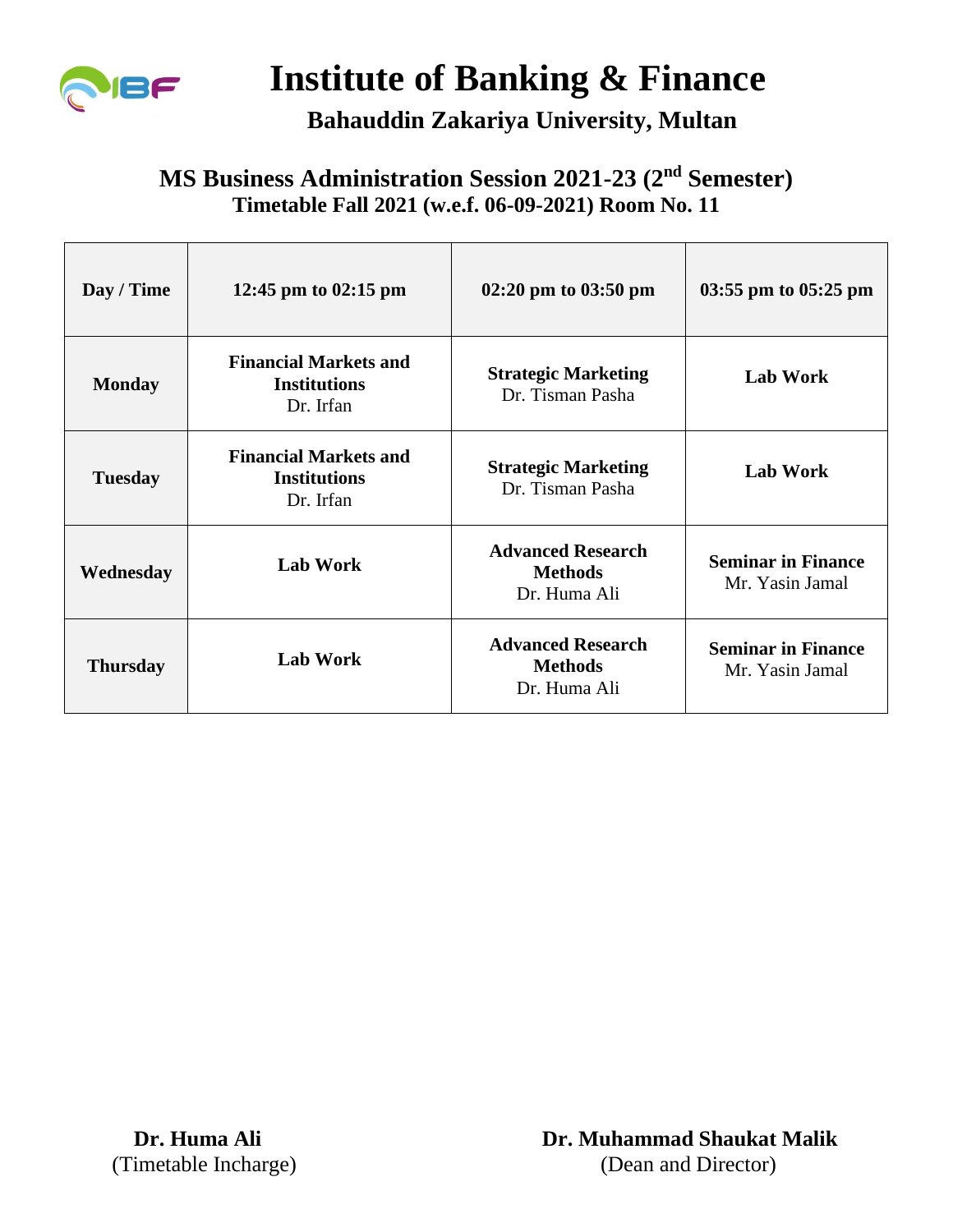# Institute of Banking & Finance

**Bahauddin Zakariya University, Multan**

## MS Business Administration Session 2021-23 (2nd Semester)

**Timetable Fall 2021 (w.e.f. 06-09-2021) Room No. 11**

| Day / Time | 12:45 pm to 02:15 pm | 02:20 pm to 03:50 pm | 03:55 pm to 05:25 pm |
|---|---|---|---|
| **Monday** | **Financial Markets and Institutions** Dr. Irfan | **Strategic Marketing** Dr. Tisman Pasha | **Lab Work** |
| **Tuesday** | **Financial Markets and Institutions** Dr. Irfan | **Strategic Marketing** Dr. Tisman Pasha | **Lab Work** |
| **Wednesday** | **Lab Work** | **Advanced Research Methods** Dr. Huma Ali | **Seminar in Finance** Mr. Yasin Jamal |
| **Thursday** | **Lab Work** | **Advanced Research Methods** Dr. Huma Ali | **Seminar in Finance** Mr. Yasin Jamal |

**Dr. Huma Ali**
(Timetable Incharge)

**Dr. Muhammad Shaukat Malik**
(Dean and Director)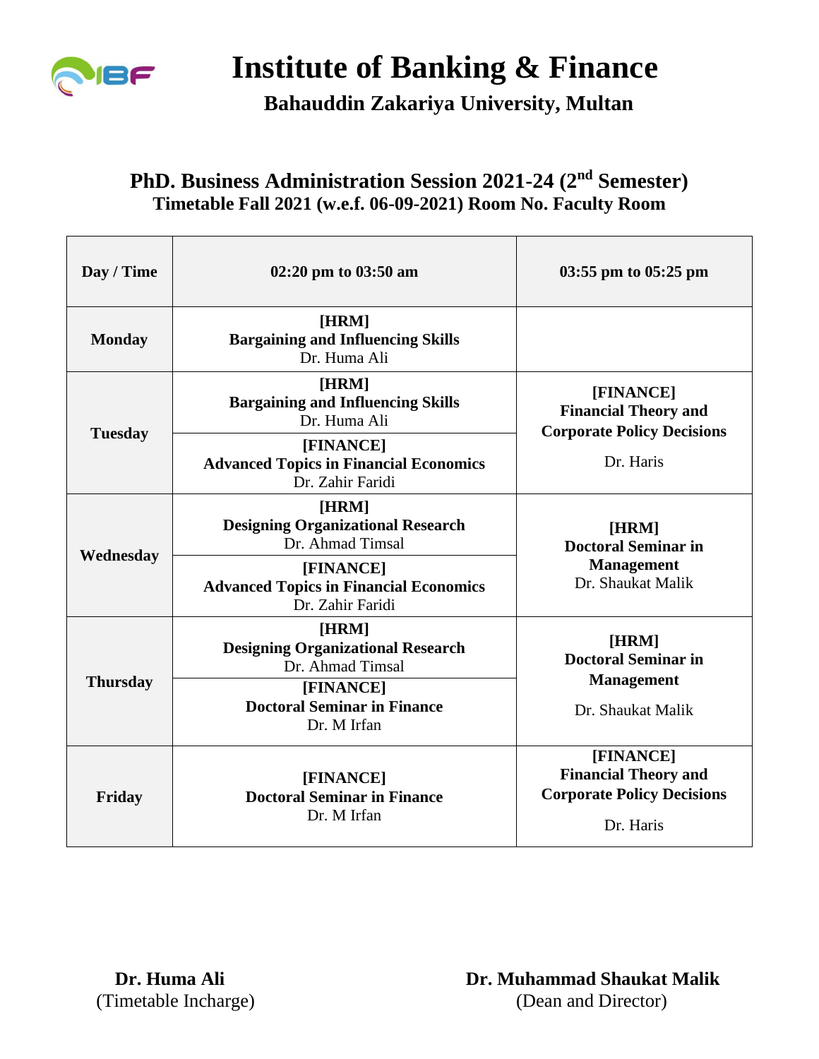# Institute of Banking & Finance

## Bahauddin Zakariya University, Multan

### PhD. Business Administration Session 2021-24 (2nd Semester)

**Timetable Fall 2021 (w.e.f. 06-09-2021) Room No. Faculty Room**

| Day / Time | 02:20 pm to 03:50 am | 03:55 pm to 05:25 pm |
|---|---|---|
| **Monday** | **[HRM]** **Bargaining and Influencing Skills** Dr. Huma Ali | |
| **Tuesday** | **[HRM]** **Bargaining and Influencing Skills** Dr. Huma Ali<br>**[FINANCE]** **Advanced Topics in Financial Economics** Dr. Zahir Faridi | **[FINANCE]** **Financial Theory and Corporate Policy Decisions** Dr. Haris |
| **Wednesday** | **[HRM]** **Designing Organizational Research** Dr. Ahmad Timsal<br>**[FINANCE]** **Advanced Topics in Financial Economics** Dr. Zahir Faridi | **[HRM]** **Doctoral Seminar in Management** Dr. Shaukat Malik |
| **Thursday** | **[HRM]** **Designing Organizational Research** Dr. Ahmad Timsal<br>**[FINANCE]** **Doctoral Seminar in Finance** Dr. M Irfan | **[HRM]** **Doctoral Seminar in Management** Dr. Shaukat Malik |
| **Friday** | **[FINANCE]** **Doctoral Seminar in Finance** Dr. M Irfan | **[FINANCE]** **Financial Theory and Corporate Policy Decisions** Dr. Haris |

**Dr. Huma Ali**
(Timetable Incharge)

**Dr. Muhammad Shaukat Malik**
(Dean and Director)